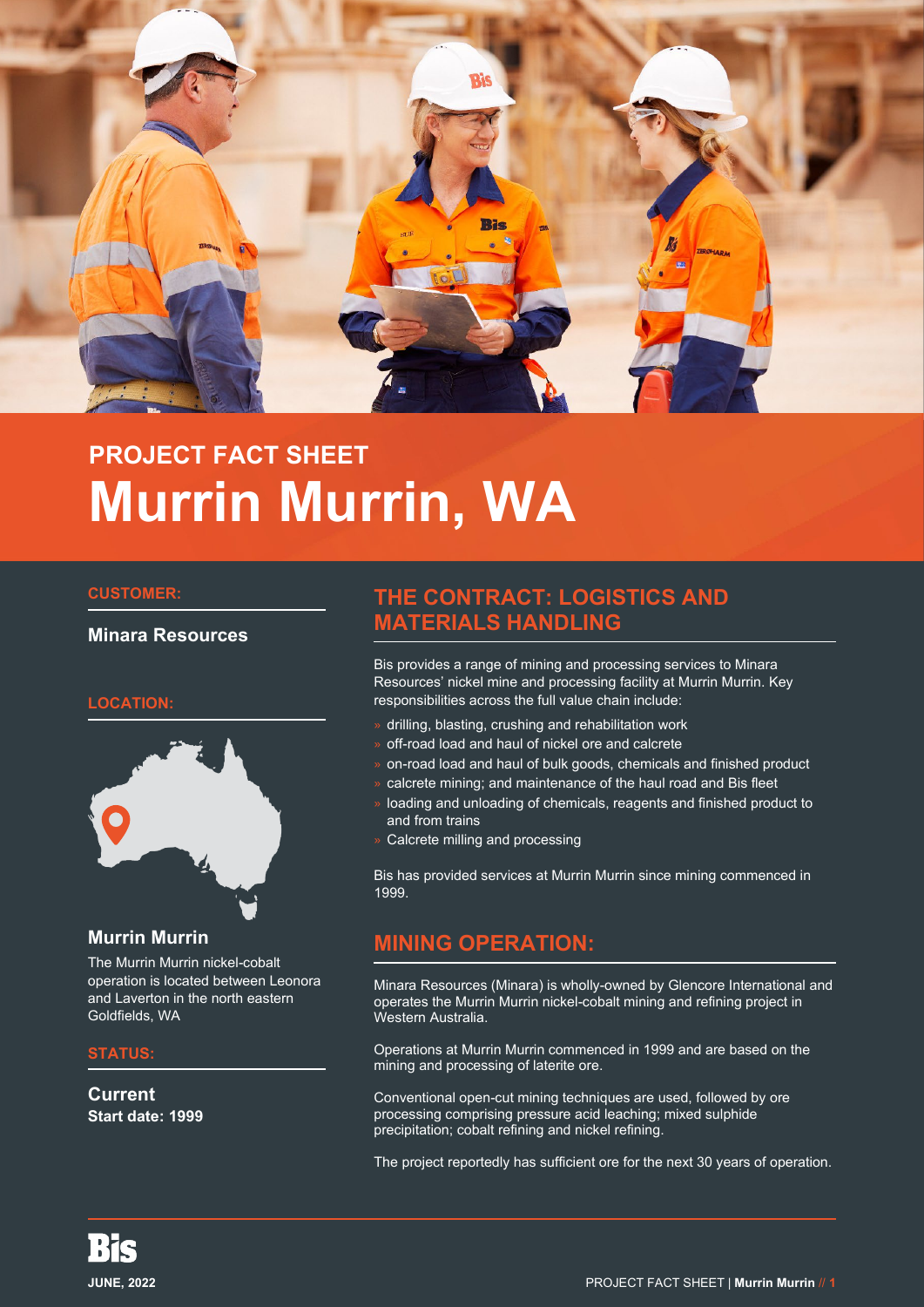# PROJECT FACT SHEET
# Murrin Murrin, WA

## CUSTOMER:

**Minara Resources**

## LOCATION:

### Murrin Murrin

The Murrin Murrin nickel-cobalt operation is located between Leonora and Laverton in the north eastern Goldfields, WA

## STATUS:

**Current**
**Start date: 1999**

## THE CONTRACT: LOGISTICS AND MATERIALS HANDLING

Bis provides a range of mining and processing services to Minara Resources' nickel mine and processing facility at Murrin Murrin. Key responsibilities across the full value chain include:

- drilling, blasting, crushing and rehabilitation work
- off-road load and haul of nickel ore and calcrete
- on-road load and haul of bulk goods, chemicals and finished product
- calcrete mining; and maintenance of the haul road and Bis fleet
- loading and unloading of chemicals, reagents and finished product to and from trains
- Calcrete milling and processing

Bis has provided services at Murrin Murrin since mining commenced in 1999.

## MINING OPERATION:

Minara Resources (Minara) is wholly-owned by Glencore International and operates the Murrin Murrin nickel-cobalt mining and refining project in Western Australia.

Operations at Murrin Murrin commenced in 1999 and are based on the mining and processing of laterite ore.

Conventional open-cut mining techniques are used, followed by ore processing comprising pressure acid leaching; mixed sulphide precipitation; cobalt refining and nickel refining.

The project reportedly has sufficient ore for the next 30 years of operation.

Bis

JUNE, 2022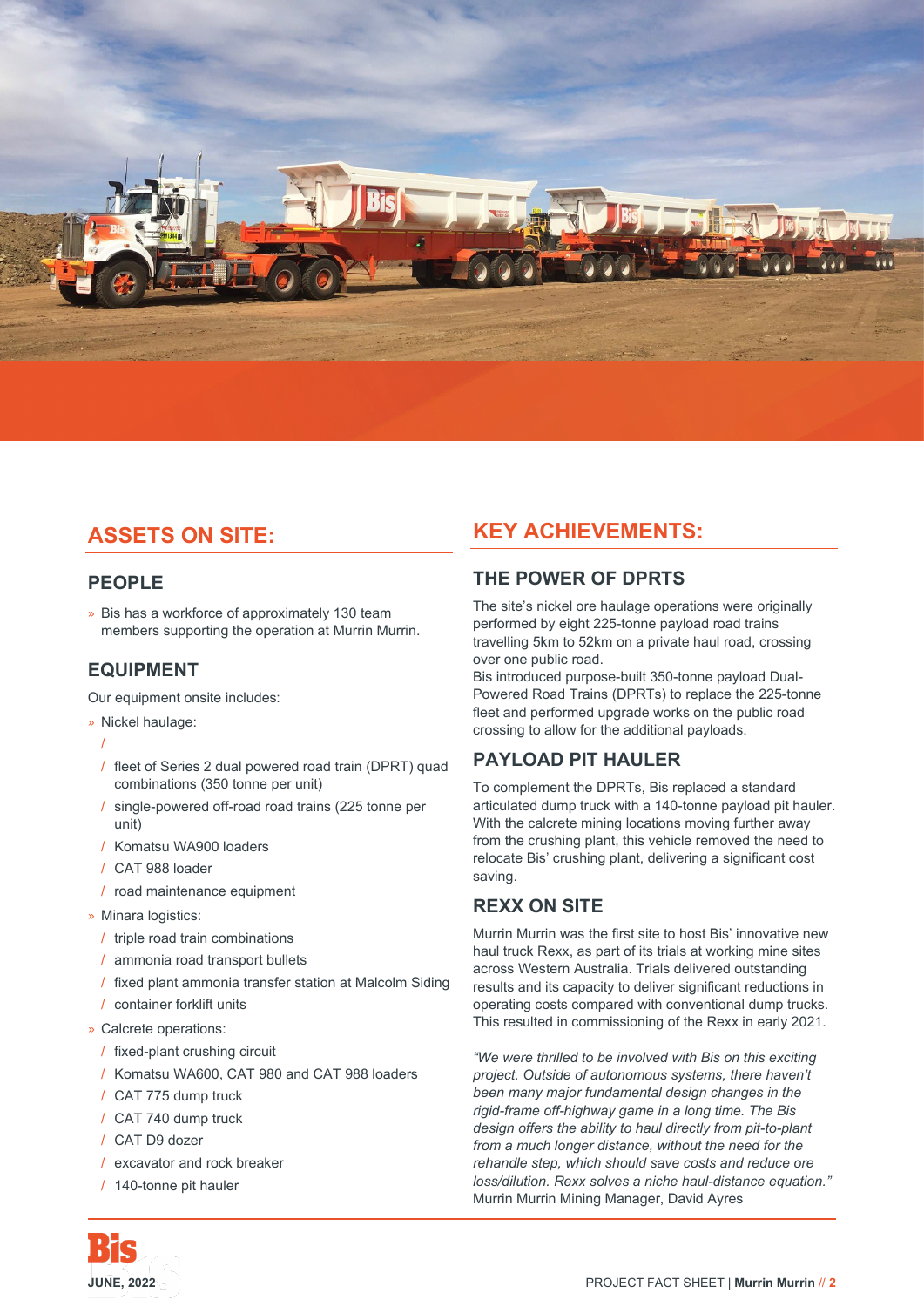## ASSETS ON SITE:

### PEOPLE

- Bis has a workforce of approximately 130 team members supporting the operation at Murrin Murrin.

### EQUIPMENT

Our equipment onsite includes:

- Nickel haulage:
  - fleet of Series 2 dual powered road train (DPRT) quad combinations (350 tonne per unit)
  - single-powered off-road road trains (225 tonne per unit)
  - Komatsu WA900 loaders
  - CAT 988 loader
  - road maintenance equipment
- Minara logistics:
  - triple road train combinations
  - ammonia road transport bullets
  - fixed plant ammonia transfer station at Malcolm Siding
  - container forklift units
- Calcrete operations:
  - fixed-plant crushing circuit
  - Komatsu WA600, CAT 980 and CAT 988 loaders
  - CAT 775 dump truck
  - CAT 740 dump truck
  - CAT D9 dozer
  - excavator and rock breaker
  - 140-tonne pit hauler

## KEY ACHIEVEMENTS:

### THE POWER OF DPRTS

The site's nickel ore haulage operations were originally performed by eight 225-tonne payload road trains travelling 5km to 52km on a private haul road, crossing over one public road.
Bis introduced purpose-built 350-tonne payload Dual-Powered Road Trains (DPRTs) to replace the 225-tonne fleet and performed upgrade works on the public road crossing to allow for the additional payloads.

### PAYLOAD PIT HAULER

To complement the DPRTs, Bis replaced a standard articulated dump truck with a 140-tonne payload pit hauler. With the calcrete mining locations moving further away from the crushing plant, this vehicle removed the need to relocate Bis' crushing plant, delivering a significant cost saving.

### REXX ON SITE

Murrin Murrin was the first site to host Bis' innovative new haul truck Rexx, as part of its trials at working mine sites across Western Australia. Trials delivered outstanding results and its capacity to deliver significant reductions in operating costs compared with conventional dump trucks. This resulted in commissioning of the Rexx in early 2021.

*"We were thrilled to be involved with Bis on this exciting project. Outside of autonomous systems, there haven't been many major fundamental design changes in the rigid-frame off-highway game in a long time. The Bis design offers the ability to haul directly from pit-to-plant from a much longer distance, without the need for the rehandle step, which should save costs and reduce ore loss/dilution. Rexx solves a niche haul-distance equation."*
Murrin Murrin Mining Manager, David Ayres

JUNE, 2022